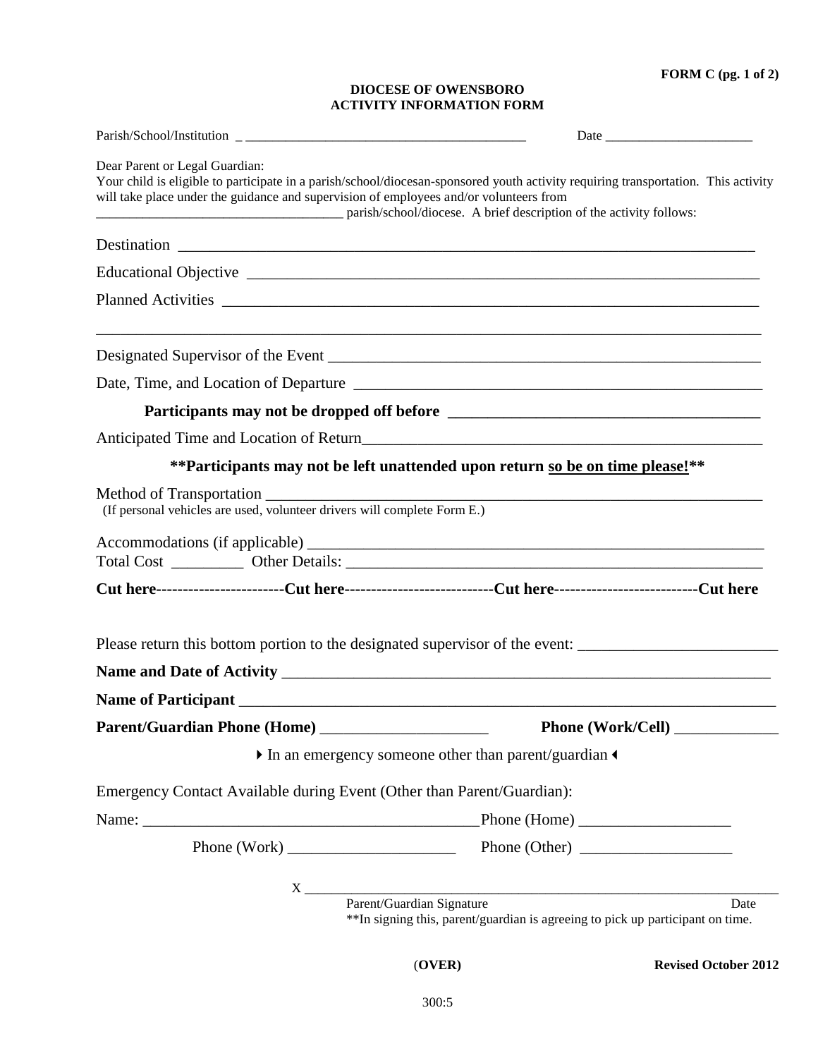**FORM C (pg. 1 of 2)**

**DIOCESE OF OWENSBORO**
**ACTIVITY INFORMATION FORM**

Parish/School/Institution _ ___________________________________________ Date ______________________

Dear Parent or Legal Guardian:
Your child is eligible to participate in a parish/school/diocesan-sponsored youth activity requiring transportation. This activity will take place under the guidance and supervision of employees and/or volunteers from ____________________________________ parish/school/diocese. A brief description of the activity follows:

Destination ___________________________________________________________________________

Educational Objective __________________________________________________________________

Planned Activities _____________________________________________________________________

_____________________________________________________________________________________

Designated Supervisor of the Event ______________________________________________________

Date, Time, and Location of Departure ____________________________________________________

**Participants may not be dropped off before ________________________________________**

Anticipated Time and Location of Return___________________________________________________

**\*\*Participants may not be left unattended upon return <u>so be on time please!</u>\*\***

Method of Transportation _______________________________________________________________
(If personal vehicles are used, volunteer drivers will complete Form E.)

Accommodations (if applicable) __________________________________________________________
Total Cost _________ Other Details: _____________________________________________________

**Cut here------------------------Cut here---------------------------Cut here--------------------------Cut here**

Please return this bottom portion to the designated supervisor of the event: ________________________

**Name and Date of Activity** _____________________________________________________________

**Name of Participant** __________________________________________________________________

**Parent/Guardian Phone (Home)** _____________________ **Phone (Work/Cell)** _____________

▸ In an emergency someone other than parent/guardian ◂

Emergency Contact Available during Event (Other than Parent/Guardian):

Name: ________________________________________ Phone (Home) ___________________

Phone (Work) _____________________ Phone (Other) ___________________

X ____________________________________________________________________
Parent/Guardian Signature Date
\*\*In signing this, parent/guardian is agreeing to pick up participant on time.

(**OVER**) **Revised October 2012**

300:5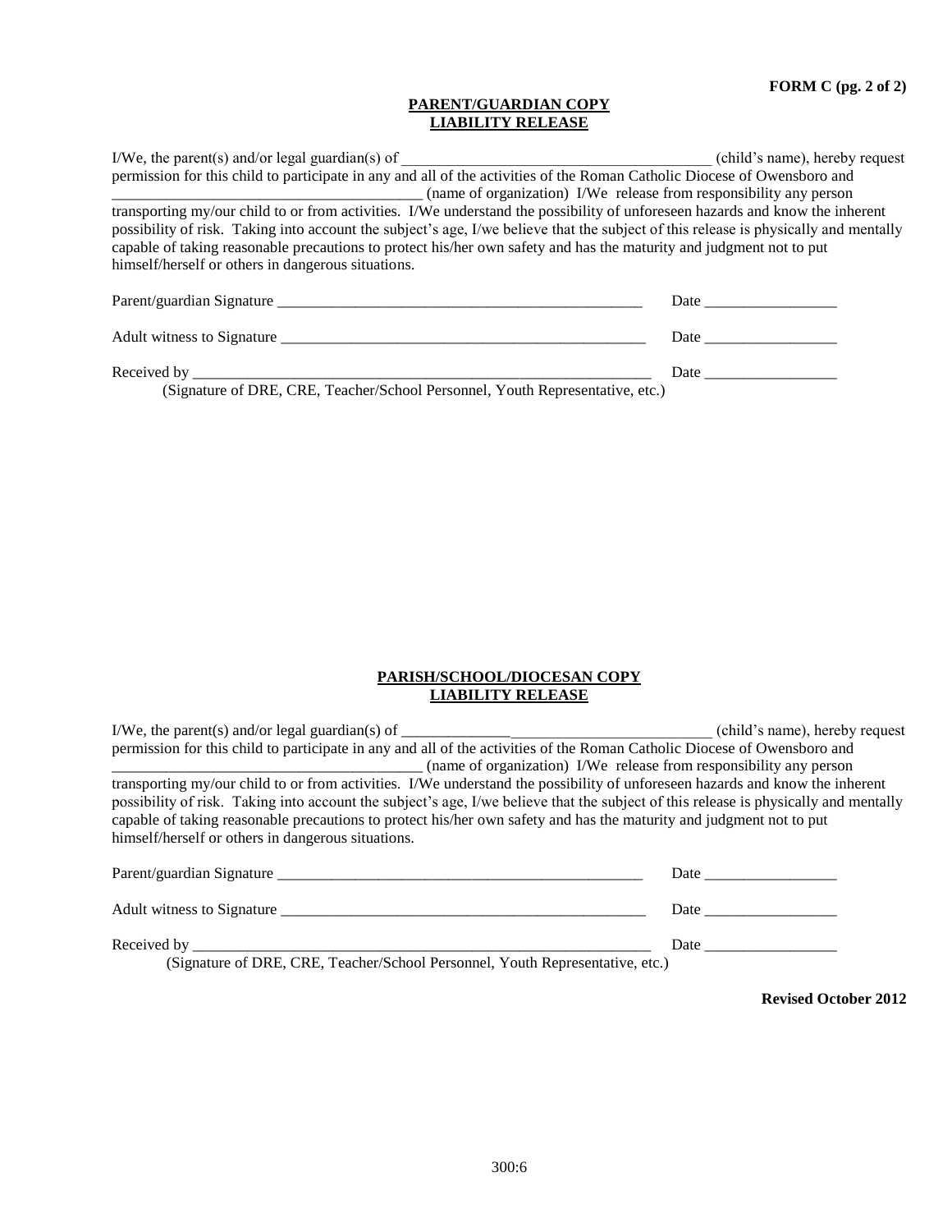**FORM C (pg. 2 of 2)**

**PARENT/GUARDIAN COPY**
**LIABILITY RELEASE**

I/We, the parent(s) and/or legal guardian(s) of ________________________________________ (child's name), hereby request permission for this child to participate in any and all of the activities of the Roman Catholic Diocese of Owensboro and ________________________________________ (name of organization) I/We release from responsibility any person transporting my/our child to or from activities. I/We understand the possibility of unforeseen hazards and know the inherent possibility of risk. Taking into account the subject's age, I/we believe that the subject of this release is physically and mentally capable of taking reasonable precautions to protect his/her own safety and has the maturity and judgment not to put himself/herself or others in dangerous situations.

Parent/guardian Signature _______________________________________________ Date _________________

Adult witness to Signature _______________________________________________ Date _________________

Received by ____________________________________________________________ Date _________________
(Signature of DRE, CRE, Teacher/School Personnel, Youth Representative, etc.)

**PARISH/SCHOOL/DIOCESAN COPY**
**LIABILITY RELEASE**

I/We, the parent(s) and/or legal guardian(s) of ________________________________________ (child's name), hereby request permission for this child to participate in any and all of the activities of the Roman Catholic Diocese of Owensboro and ________________________________________ (name of organization) I/We release from responsibility any person transporting my/our child to or from activities. I/We understand the possibility of unforeseen hazards and know the inherent possibility of risk. Taking into account the subject's age, I/we believe that the subject of this release is physically and mentally capable of taking reasonable precautions to protect his/her own safety and has the maturity and judgment not to put himself/herself or others in dangerous situations.

Parent/guardian Signature _______________________________________________ Date _________________

Adult witness to Signature _______________________________________________ Date _________________

Received by ____________________________________________________________ Date _________________
(Signature of DRE, CRE, Teacher/School Personnel, Youth Representative, etc.)

**Revised October 2012**